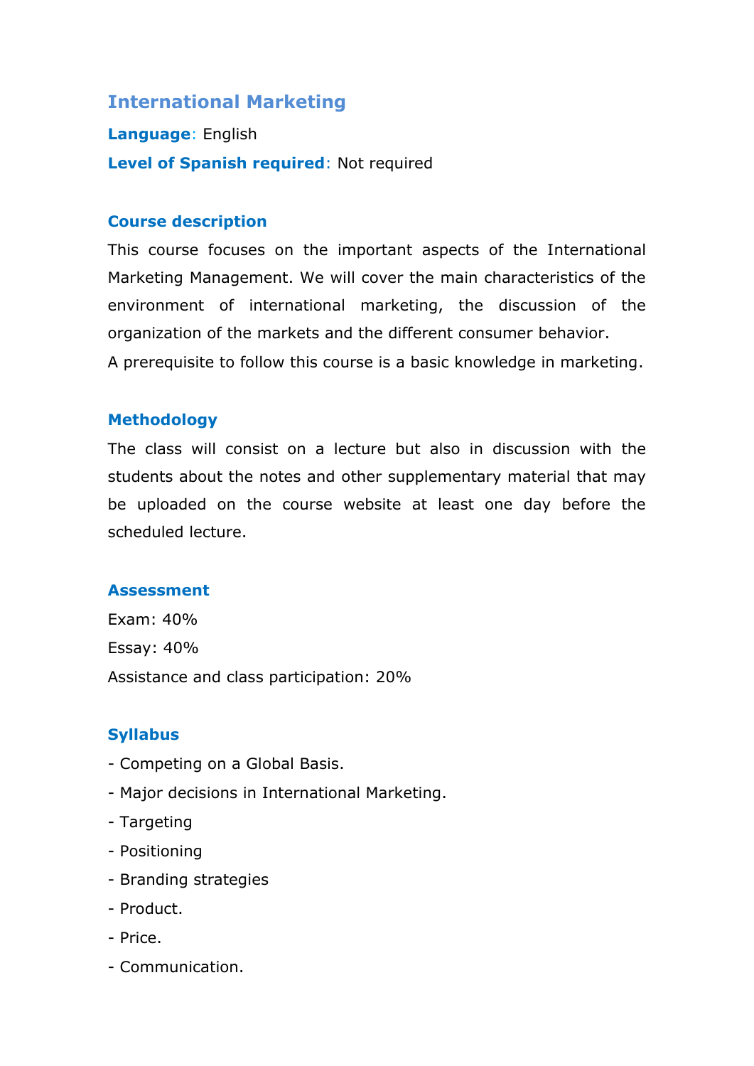# International Marketing

**Language**: English

**Level of Spanish required**: Not required

## Course description

This course focuses on the important aspects of the International Marketing Management. We will cover the main characteristics of the environment of international marketing, the discussion of the organization of the markets and the different consumer behavior.

A prerequisite to follow this course is a basic knowledge in marketing.

## Methodology

The class will consist on a lecture but also in discussion with the students about the notes and other supplementary material that may be uploaded on the course website at least one day before the scheduled lecture.

## Assessment

Exam: 40%

Essay: 40%

Assistance and class participation: 20%

## Syllabus

- Competing on a Global Basis.
- Major decisions in International Marketing.
- Targeting
- Positioning
- Branding strategies
- Product.
- Price.
- Communication.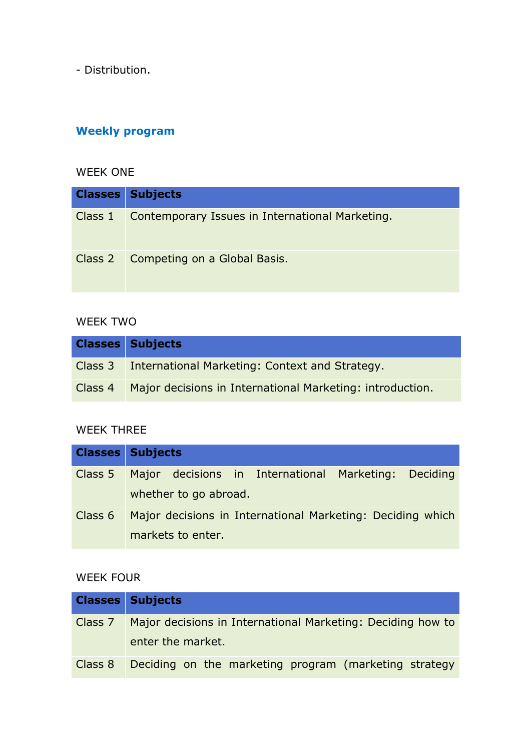- Distribution.

## Weekly program

WEEK ONE

| Classes | Subjects |
|---|---|
| Class 1 | Contemporary Issues in International Marketing. |
| Class 2 | Competing on a Global Basis. |

WEEK TWO

| Classes | Subjects |
|---|---|
| Class 3 | International Marketing: Context and Strategy. |
| Class 4 | Major decisions in International Marketing: introduction. |

WEEK THREE

| Classes | Subjects |
|---|---|
| Class 5 | Major decisions in International Marketing: Deciding whether to go abroad. |
| Class 6 | Major decisions in International Marketing: Deciding which markets to enter. |

WEEK FOUR

| Classes | Subjects |
|---|---|
| Class 7 | Major decisions in International Marketing: Deciding how to enter the market. |
| Class 8 | Deciding on the marketing program (marketing strategy |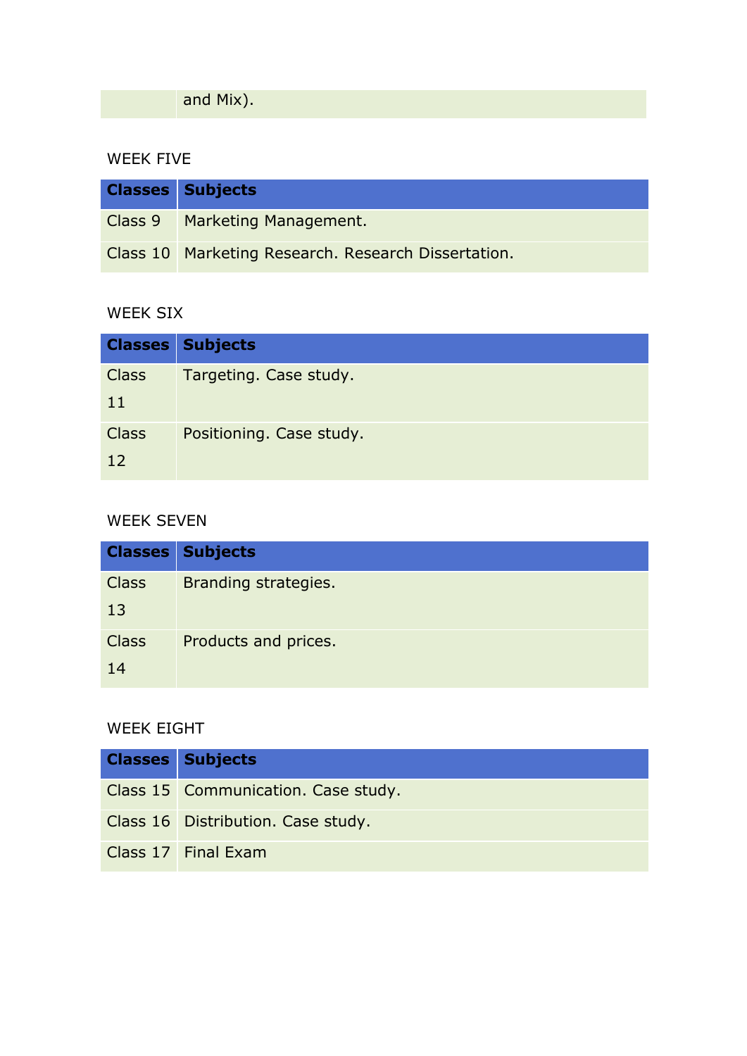| | and Mix). |
|---|---|

WEEK FIVE

| Classes | Subjects |
|---|---|
| Class 9 | Marketing Management. |
| Class 10 | Marketing Research. Research Dissertation. |

WEEK SIX

| Classes | Subjects |
|---|---|
| Class 11 | Targeting. Case study. |
| Class 12 | Positioning. Case study. |

WEEK SEVEN

| Classes | Subjects |
|---|---|
| Class 13 | Branding strategies. |
| Class 14 | Products and prices. |

WEEK EIGHT

| Classes | Subjects |
|---|---|
| Class 15 | Communication. Case study. |
| Class 16 | Distribution. Case study. |
| Class 17 | Final Exam |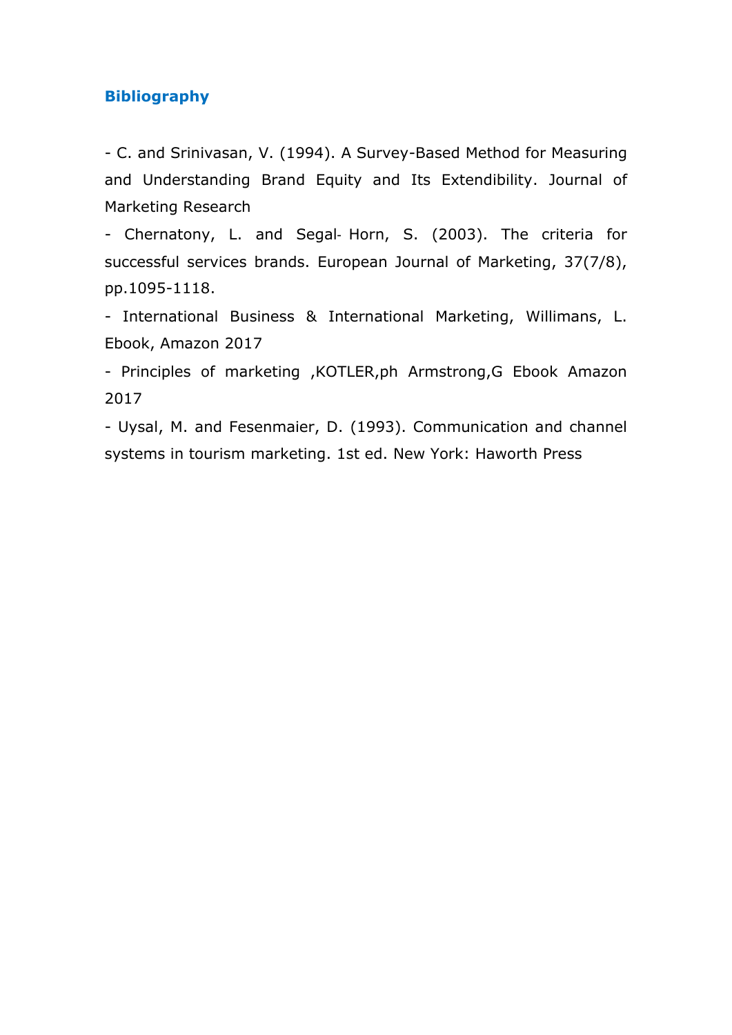## Bibliography

- C. and Srinivasan, V. (1994). A Survey-Based Method for Measuring and Understanding Brand Equity and Its Extendibility. Journal of Marketing Research
- Chernatony, L. and Segal‐ Horn, S. (2003). The criteria for successful services brands. European Journal of Marketing, 37(7/8), pp.1095-1118.
- International Business & International Marketing, Willimans, L. Ebook, Amazon 2017
- Principles of marketing ,KOTLER,ph Armstrong,G Ebook Amazon 2017
- Uysal, M. and Fesenmaier, D. (1993). Communication and channel systems in tourism marketing. 1st ed. New York: Haworth Press